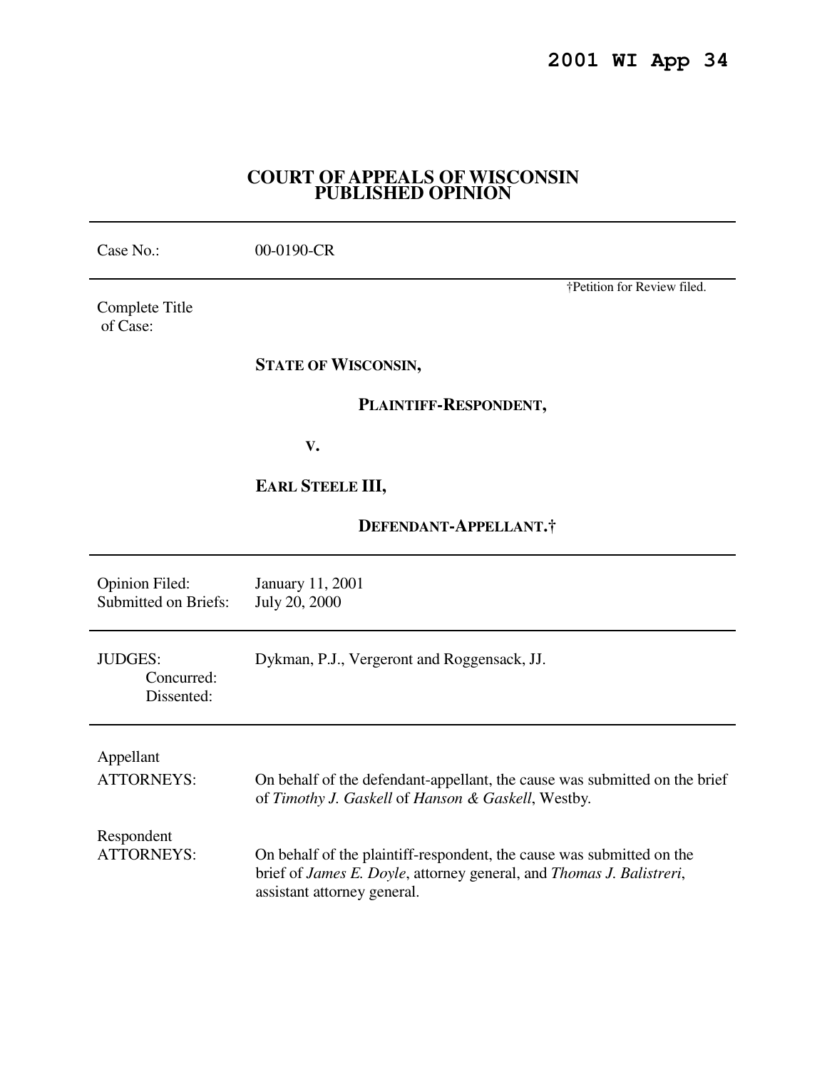**2001 WI App 34**

# COURT OF APPEALS OF WISCONSIN
# PUBLISHED OPINION

---

Case No.: 00-0190-CR

---

†Petition for Review filed.

Complete Title of Case:

**STATE OF WISCONSIN,**

**PLAINTIFF-RESPONDENT,**

**V.**

**EARL STEELE III,**

**DEFENDANT-APPELLANT.†**

---

Opinion Filed: January 11, 2001
Submitted on Briefs: July 20, 2000

---

JUDGES: Dykman, P.J., Vergeront and Roggensack, JJ.
Concurred:
Dissented:

---

Appellant
ATTORNEYS: On behalf of the defendant-appellant, the cause was submitted on the brief of *Timothy J. Gaskell* of *Hanson & Gaskell*, Westby.

Respondent
ATTORNEYS: On behalf of the plaintiff-respondent, the cause was submitted on the brief of *James E. Doyle*, attorney general, and *Thomas J. Balistreri*, assistant attorney general.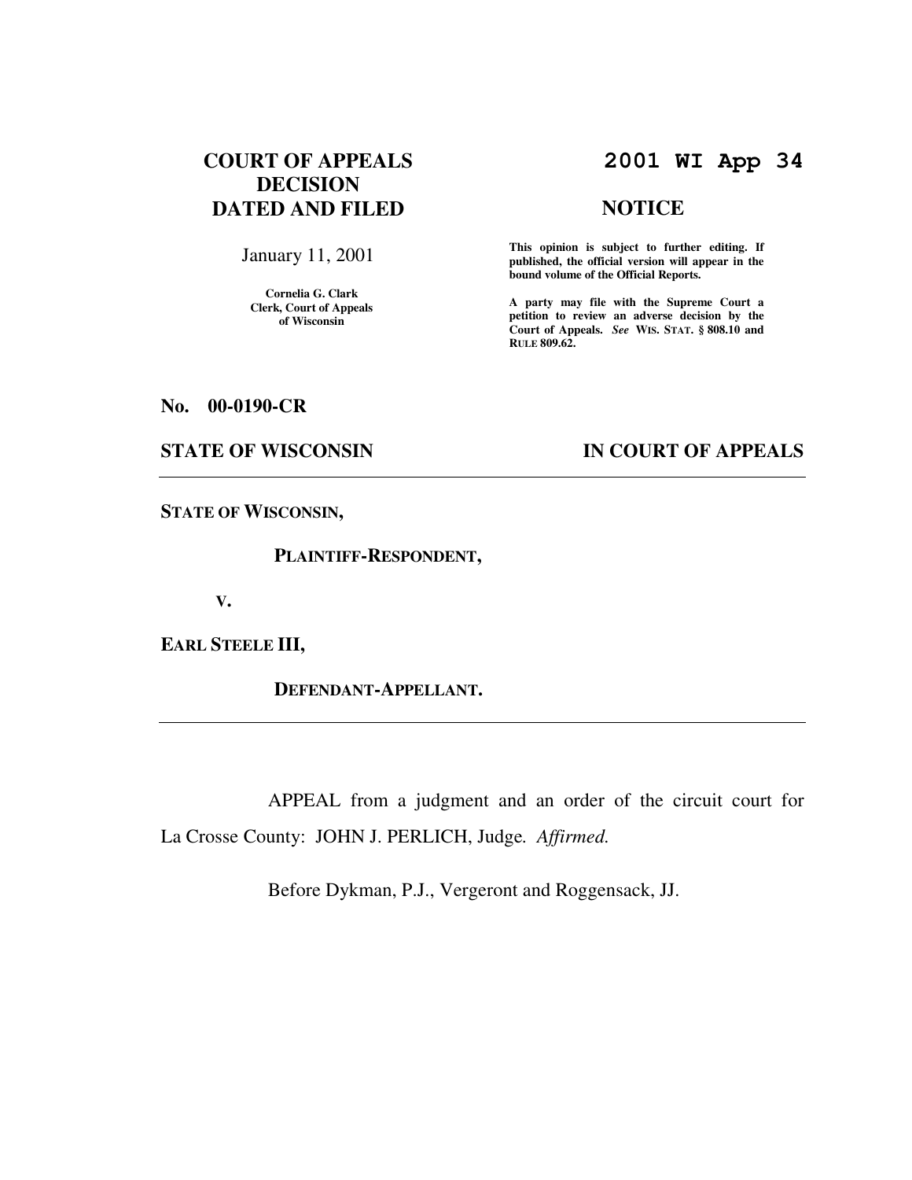# COURT OF APPEALS DECISION DATED AND FILED

January 11, 2001

**Cornelia G. Clark**
**Clerk, Court of Appeals of Wisconsin**

# 2001 WI App 34

## NOTICE

**This opinion is subject to further editing. If published, the official version will appear in the bound volume of the Official Reports.**

**A party may file with the Supreme Court a petition to review an adverse decision by the Court of Appeals.** ***See*** **WIS. STAT. § 808.10 and RULE 809.62.**

**No. 00-0190-CR**

**STATE OF WISCONSIN** **IN COURT OF APPEALS**

---

**STATE OF WISCONSIN,**

**PLAINTIFF-RESPONDENT,**

**V.**

**EARL STEELE III,**

**DEFENDANT-APPELLANT.**

---

APPEAL from a judgment and an order of the circuit court for La Crosse County: JOHN J. PERLICH, Judge. *Affirmed.*

Before Dykman, P.J., Vergeront and Roggensack, JJ.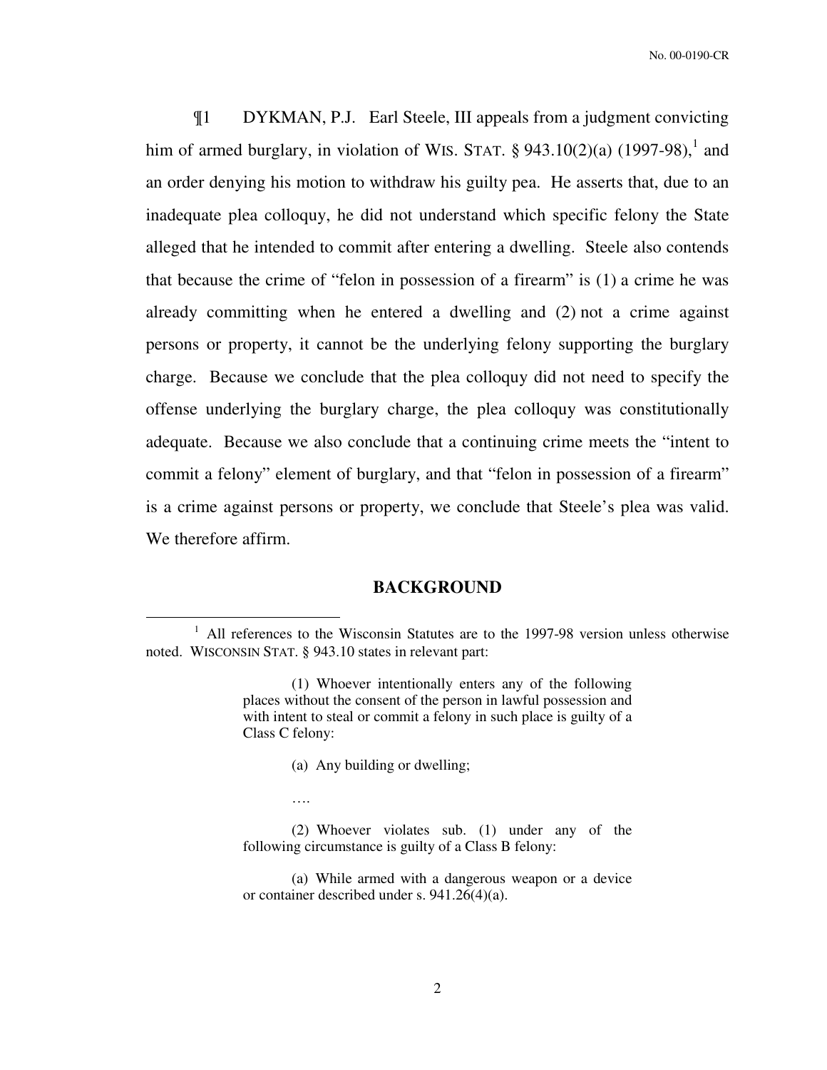¶1 DYKMAN, P.J. Earl Steele, III appeals from a judgment convicting him of armed burglary, in violation of WIS. STAT. § 943.10(2)(a) (1997-98),[1] and an order denying his motion to withdraw his guilty pea. He asserts that, due to an inadequate plea colloquy, he did not understand which specific felony the State alleged that he intended to commit after entering a dwelling. Steele also contends that because the crime of "felon in possession of a firearm" is (1) a crime he was already committing when he entered a dwelling and (2) not a crime against persons or property, it cannot be the underlying felony supporting the burglary charge. Because we conclude that the plea colloquy did not need to specify the offense underlying the burglary charge, the plea colloquy was constitutionally adequate. Because we also conclude that a continuing crime meets the "intent to commit a felony" element of burglary, and that "felon in possession of a firearm" is a crime against persons or property, we conclude that Steele's plea was valid. We therefore affirm.

## BACKGROUND

---

[1] All references to the Wisconsin Statutes are to the 1997-98 version unless otherwise noted. WISCONSIN STAT. § 943.10 states in relevant part:

> (1) Whoever intentionally enters any of the following places without the consent of the person in lawful possession and with intent to steal or commit a felony in such place is guilty of a Class C felony:
>
> (a) Any building or dwelling;
>
> ….
>
> (2) Whoever violates sub. (1) under any of the following circumstance is guilty of a Class B felony:
>
> (a) While armed with a dangerous weapon or a device or container described under s. 941.26(4)(a).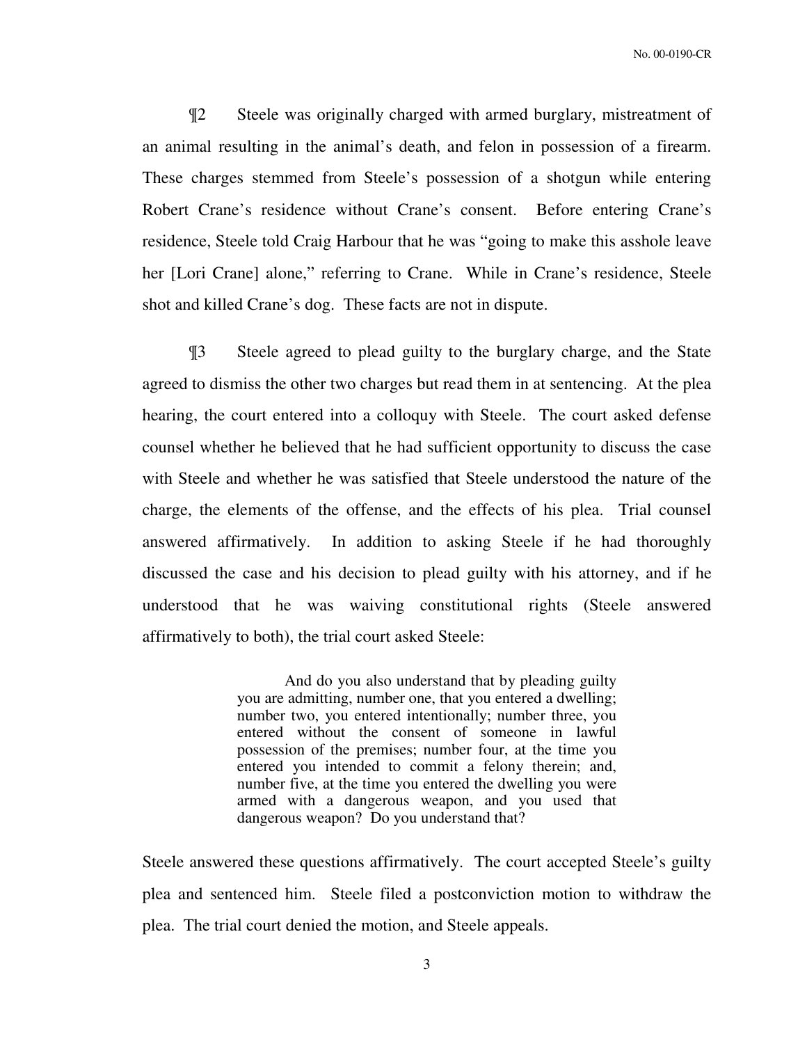¶2 Steele was originally charged with armed burglary, mistreatment of an animal resulting in the animal's death, and felon in possession of a firearm. These charges stemmed from Steele's possession of a shotgun while entering Robert Crane's residence without Crane's consent. Before entering Crane's residence, Steele told Craig Harbour that he was "going to make this asshole leave her [Lori Crane] alone," referring to Crane. While in Crane's residence, Steele shot and killed Crane's dog. These facts are not in dispute.

¶3 Steele agreed to plead guilty to the burglary charge, and the State agreed to dismiss the other two charges but read them in at sentencing. At the plea hearing, the court entered into a colloquy with Steele. The court asked defense counsel whether he believed that he had sufficient opportunity to discuss the case with Steele and whether he was satisfied that Steele understood the nature of the charge, the elements of the offense, and the effects of his plea. Trial counsel answered affirmatively. In addition to asking Steele if he had thoroughly discussed the case and his decision to plead guilty with his attorney, and if he understood that he was waiving constitutional rights (Steele answered affirmatively to both), the trial court asked Steele:

> And do you also understand that by pleading guilty you are admitting, number one, that you entered a dwelling; number two, you entered intentionally; number three, you entered without the consent of someone in lawful possession of the premises; number four, at the time you entered you intended to commit a felony therein; and, number five, at the time you entered the dwelling you were armed with a dangerous weapon, and you used that dangerous weapon? Do you understand that?

Steele answered these questions affirmatively. The court accepted Steele's guilty plea and sentenced him. Steele filed a postconviction motion to withdraw the plea. The trial court denied the motion, and Steele appeals.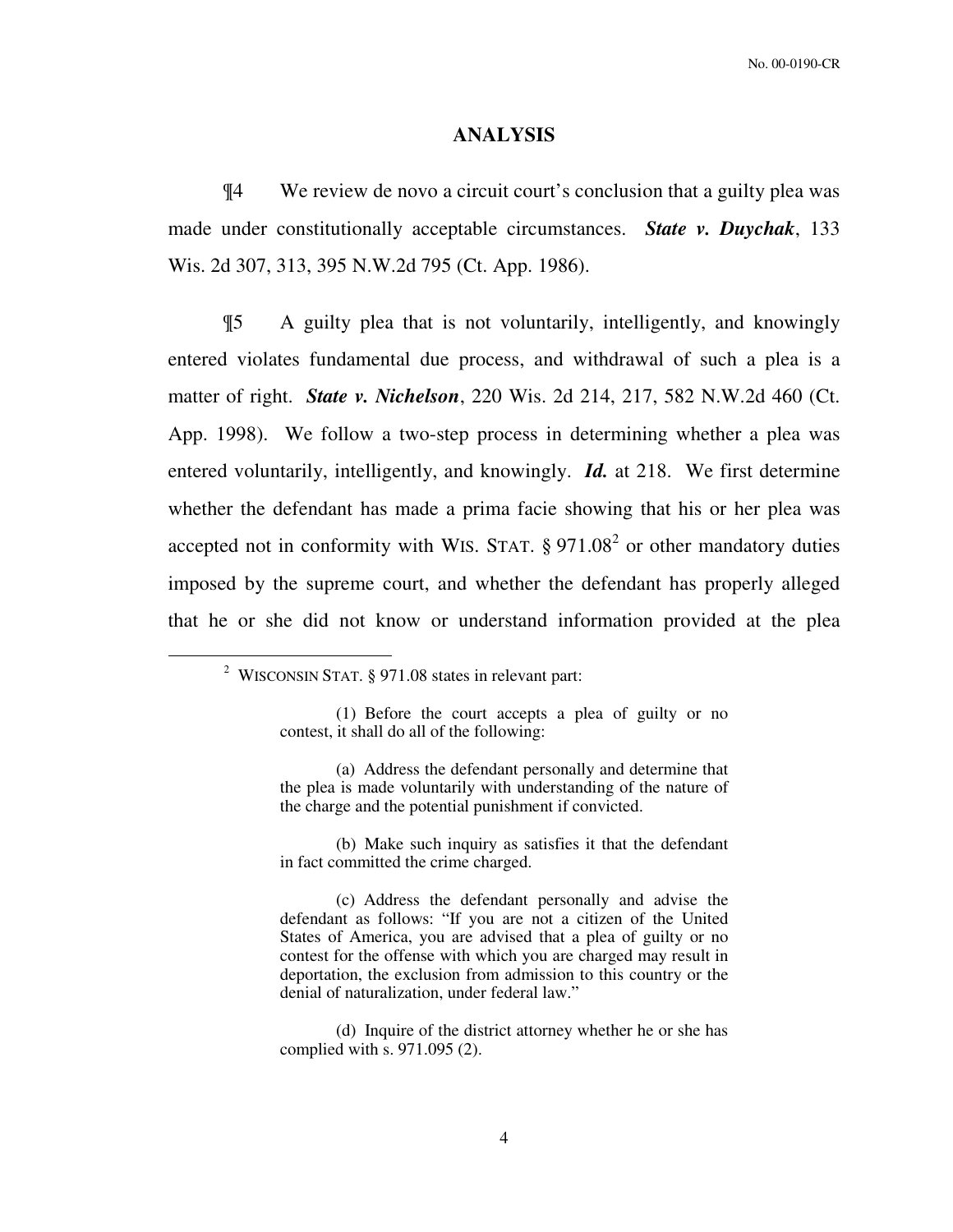## ANALYSIS

¶4 We review de novo a circuit court's conclusion that a guilty plea was made under constitutionally acceptable circumstances. ***State v. Duychak***, 133 Wis. 2d 307, 313, 395 N.W.2d 795 (Ct. App. 1986).

¶5 A guilty plea that is not voluntarily, intelligently, and knowingly entered violates fundamental due process, and withdrawal of such a plea is a matter of right. ***State v. Nichelson***, 220 Wis. 2d 214, 217, 582 N.W.2d 460 (Ct. App. 1998). We follow a two-step process in determining whether a plea was entered voluntarily, intelligently, and knowingly. ***Id.*** at 218. We first determine whether the defendant has made a prima facie showing that his or her plea was accepted not in conformity with WIS. STAT. § 971.08[2] or other mandatory duties imposed by the supreme court, and whether the defendant has properly alleged that he or she did not know or understand information provided at the plea

---

[2] WISCONSIN STAT. § 971.08 states in relevant part:

> (1) Before the court accepts a plea of guilty or no contest, it shall do all of the following:
>
> (a) Address the defendant personally and determine that the plea is made voluntarily with understanding of the nature of the charge and the potential punishment if convicted.
>
> (b) Make such inquiry as satisfies it that the defendant in fact committed the crime charged.
>
> (c) Address the defendant personally and advise the defendant as follows: "If you are not a citizen of the United States of America, you are advised that a plea of guilty or no contest for the offense with which you are charged may result in deportation, the exclusion from admission to this country or the denial of naturalization, under federal law."
>
> (d) Inquire of the district attorney whether he or she has complied with s. 971.095 (2).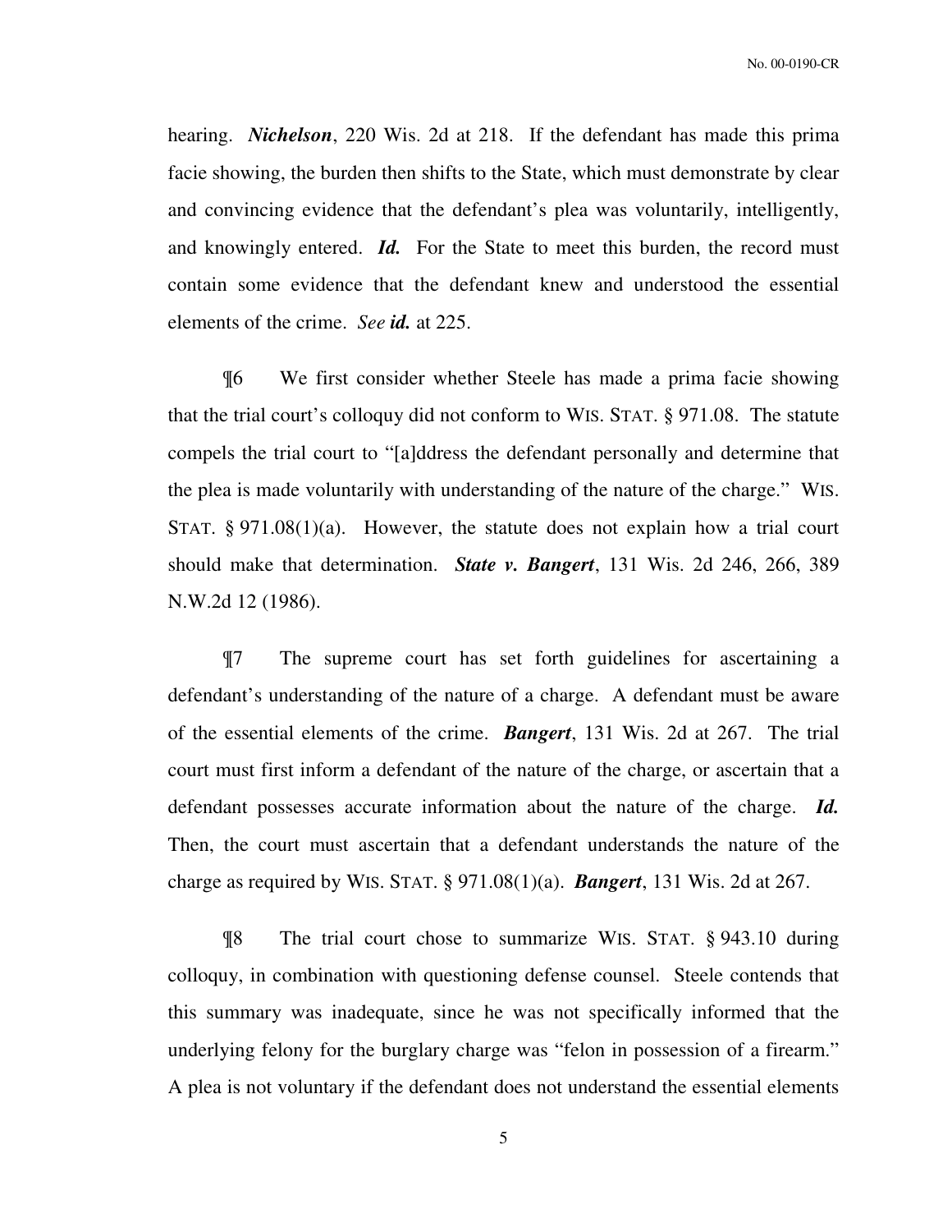hearing. ***Nichelson***, 220 Wis. 2d at 218. If the defendant has made this prima facie showing, the burden then shifts to the State, which must demonstrate by clear and convincing evidence that the defendant's plea was voluntarily, intelligently, and knowingly entered. ***Id.*** For the State to meet this burden, the record must contain some evidence that the defendant knew and understood the essential elements of the crime. *See* ***id.*** at 225.

¶6 We first consider whether Steele has made a prima facie showing that the trial court's colloquy did not conform to WIS. STAT. § 971.08. The statute compels the trial court to "[a]ddress the defendant personally and determine that the plea is made voluntarily with understanding of the nature of the charge." WIS. STAT. § 971.08(1)(a). However, the statute does not explain how a trial court should make that determination. ***State v. Bangert***, 131 Wis. 2d 246, 266, 389 N.W.2d 12 (1986).

¶7 The supreme court has set forth guidelines for ascertaining a defendant's understanding of the nature of a charge. A defendant must be aware of the essential elements of the crime. ***Bangert***, 131 Wis. 2d at 267. The trial court must first inform a defendant of the nature of the charge, or ascertain that a defendant possesses accurate information about the nature of the charge. ***Id.*** Then, the court must ascertain that a defendant understands the nature of the charge as required by WIS. STAT. § 971.08(1)(a). ***Bangert***, 131 Wis. 2d at 267.

¶8 The trial court chose to summarize WIS. STAT. § 943.10 during colloquy, in combination with questioning defense counsel. Steele contends that this summary was inadequate, since he was not specifically informed that the underlying felony for the burglary charge was "felon in possession of a firearm." A plea is not voluntary if the defendant does not understand the essential elements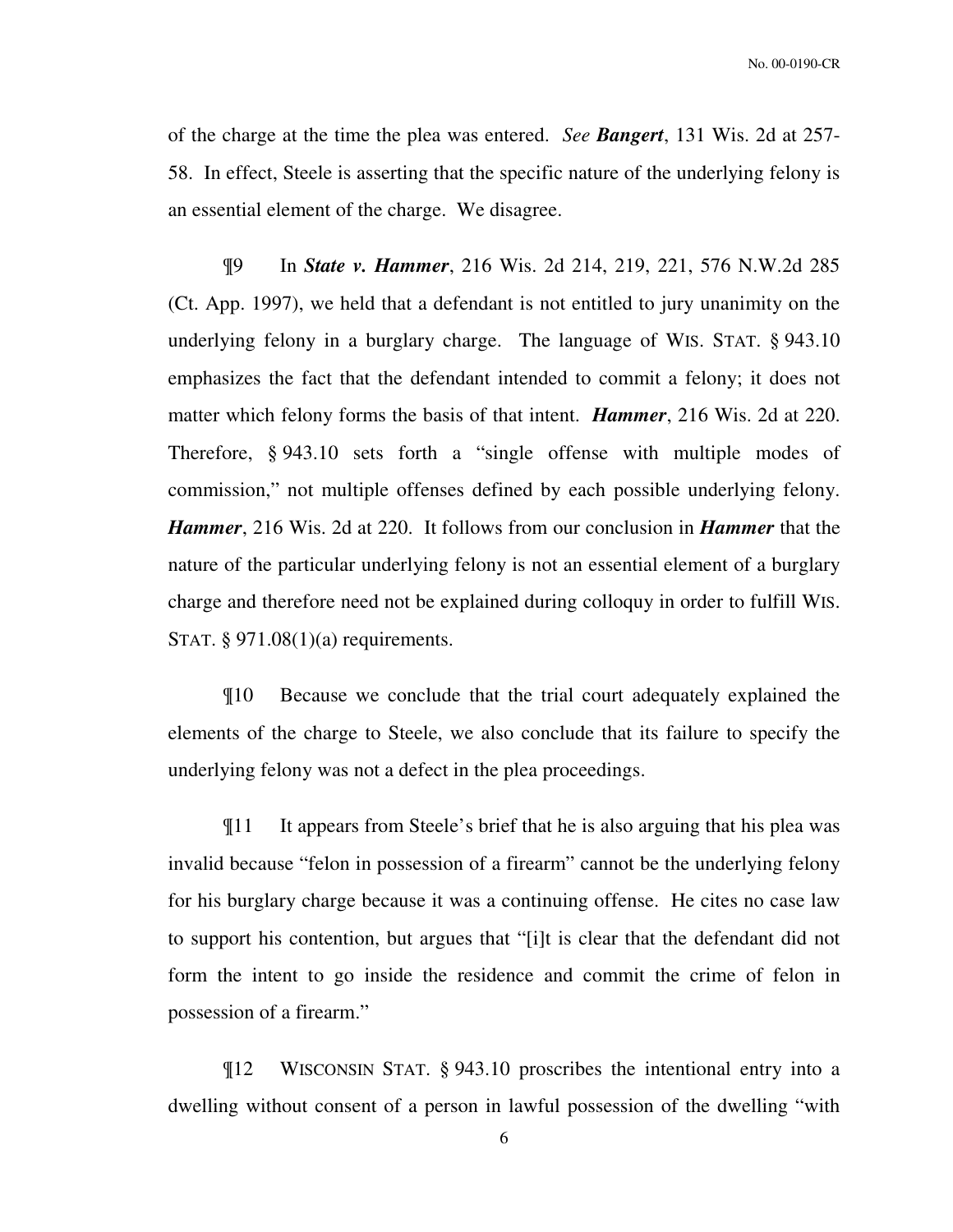of the charge at the time the plea was entered. *See **Bangert***, 131 Wis. 2d at 257-58. In effect, Steele is asserting that the specific nature of the underlying felony is an essential element of the charge. We disagree.

¶9 In ***State v. Hammer***, 216 Wis. 2d 214, 219, 221, 576 N.W.2d 285 (Ct. App. 1997), we held that a defendant is not entitled to jury unanimity on the underlying felony in a burglary charge. The language of WIS. STAT. § 943.10 emphasizes the fact that the defendant intended to commit a felony; it does not matter which felony forms the basis of that intent. ***Hammer***, 216 Wis. 2d at 220. Therefore, § 943.10 sets forth a "single offense with multiple modes of commission," not multiple offenses defined by each possible underlying felony. ***Hammer***, 216 Wis. 2d at 220. It follows from our conclusion in ***Hammer*** that the nature of the particular underlying felony is not an essential element of a burglary charge and therefore need not be explained during colloquy in order to fulfill WIS. STAT. § 971.08(1)(a) requirements.

¶10 Because we conclude that the trial court adequately explained the elements of the charge to Steele, we also conclude that its failure to specify the underlying felony was not a defect in the plea proceedings.

¶11 It appears from Steele's brief that he is also arguing that his plea was invalid because "felon in possession of a firearm" cannot be the underlying felony for his burglary charge because it was a continuing offense. He cites no case law to support his contention, but argues that "[i]t is clear that the defendant did not form the intent to go inside the residence and commit the crime of felon in possession of a firearm."

¶12 WISCONSIN STAT. § 943.10 proscribes the intentional entry into a dwelling without consent of a person in lawful possession of the dwelling "with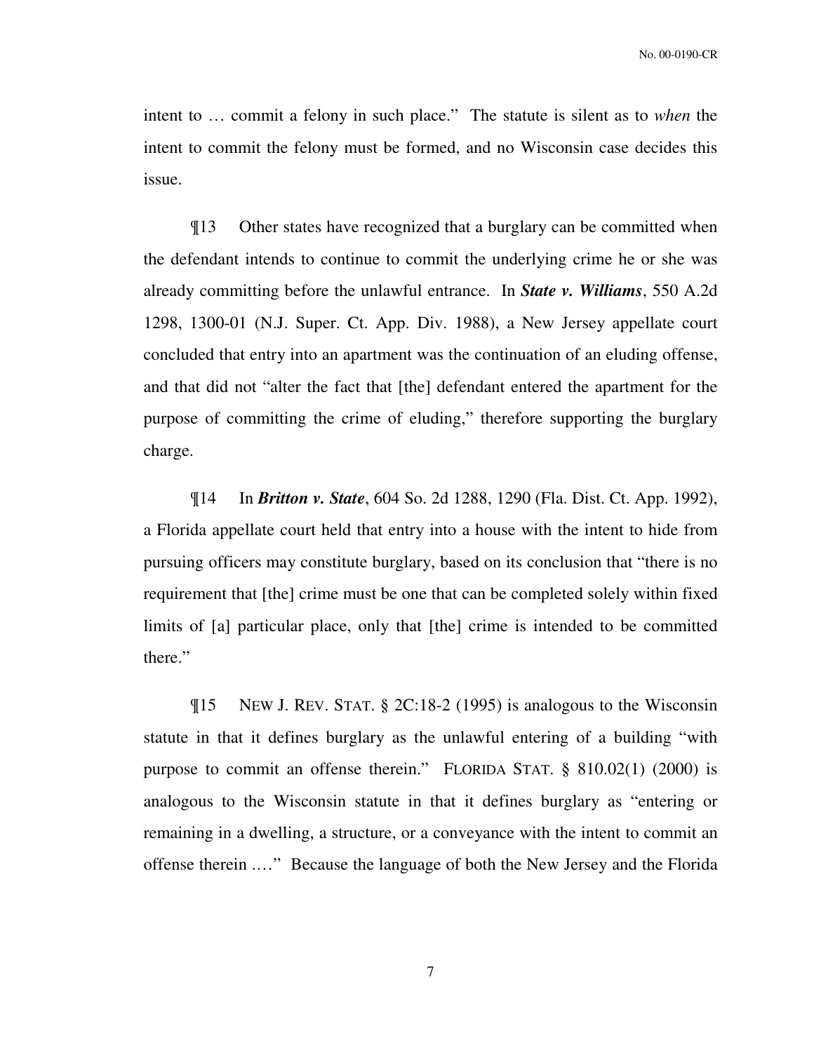intent to … commit a felony in such place." The statute is silent as to *when* the intent to commit the felony must be formed, and no Wisconsin case decides this issue.

¶13 Other states have recognized that a burglary can be committed when the defendant intends to continue to commit the underlying crime he or she was already committing before the unlawful entrance. In ***State v. Williams***, 550 A.2d 1298, 1300-01 (N.J. Super. Ct. App. Div. 1988), a New Jersey appellate court concluded that entry into an apartment was the continuation of an eluding offense, and that did not "alter the fact that [the] defendant entered the apartment for the purpose of committing the crime of eluding," therefore supporting the burglary charge.

¶14 In ***Britton v. State***, 604 So. 2d 1288, 1290 (Fla. Dist. Ct. App. 1992), a Florida appellate court held that entry into a house with the intent to hide from pursuing officers may constitute burglary, based on its conclusion that "there is no requirement that [the] crime must be one that can be completed solely within fixed limits of [a] particular place, only that [the] crime is intended to be committed there."

¶15 NEW J. REV. STAT. § 2C:18-2 (1995) is analogous to the Wisconsin statute in that it defines burglary as the unlawful entering of a building "with purpose to commit an offense therein." FLORIDA STAT. § 810.02(1) (2000) is analogous to the Wisconsin statute in that it defines burglary as "entering or remaining in a dwelling, a structure, or a conveyance with the intent to commit an offense therein …." Because the language of both the New Jersey and the Florida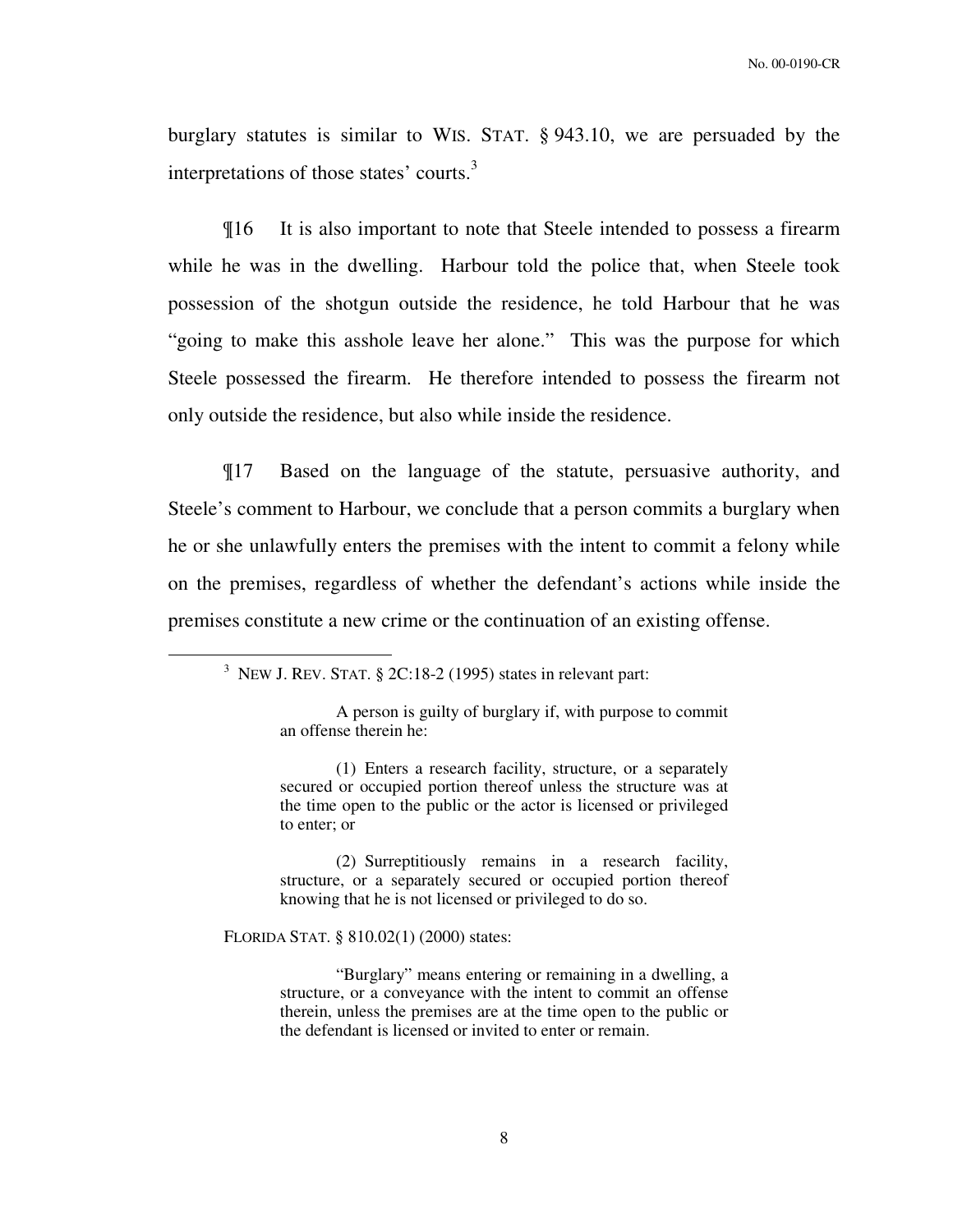burglary statutes is similar to WIS. STAT. § 943.10, we are persuaded by the interpretations of those states' courts.[3]

¶16 It is also important to note that Steele intended to possess a firearm while he was in the dwelling. Harbour told the police that, when Steele took possession of the shotgun outside the residence, he told Harbour that he was "going to make this asshole leave her alone." This was the purpose for which Steele possessed the firearm. He therefore intended to possess the firearm not only outside the residence, but also while inside the residence.

¶17 Based on the language of the statute, persuasive authority, and Steele's comment to Harbour, we conclude that a person commits a burglary when he or she unlawfully enters the premises with the intent to commit a felony while on the premises, regardless of whether the defendant's actions while inside the premises constitute a new crime or the continuation of an existing offense.

---

[3] NEW J. REV. STAT. § 2C:18-2 (1995) states in relevant part:

> A person is guilty of burglary if, with purpose to commit an offense therein he:
>
> (1) Enters a research facility, structure, or a separately secured or occupied portion thereof unless the structure was at the time open to the public or the actor is licensed or privileged to enter; or
>
> (2) Surreptitiously remains in a research facility, structure, or a separately secured or occupied portion thereof knowing that he is not licensed or privileged to do so.

FLORIDA STAT. § 810.02(1) (2000) states:

> "Burglary" means entering or remaining in a dwelling, a structure, or a conveyance with the intent to commit an offense therein, unless the premises are at the time open to the public or the defendant is licensed or invited to enter or remain.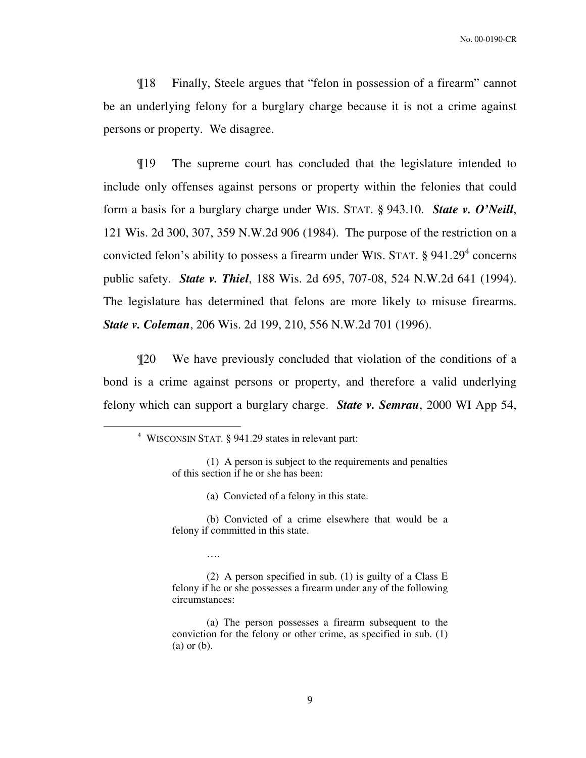¶18 Finally, Steele argues that "felon in possession of a firearm" cannot be an underlying felony for a burglary charge because it is not a crime against persons or property. We disagree.

¶19 The supreme court has concluded that the legislature intended to include only offenses against persons or property within the felonies that could form a basis for a burglary charge under WIS. STAT. § 943.10. ***State v. O'Neill***, 121 Wis. 2d 300, 307, 359 N.W.2d 906 (1984). The purpose of the restriction on a convicted felon's ability to possess a firearm under WIS. STAT. § 941.29[4] concerns public safety. ***State v. Thiel***, 188 Wis. 2d 695, 707-08, 524 N.W.2d 641 (1994). The legislature has determined that felons are more likely to misuse firearms. ***State v. Coleman***, 206 Wis. 2d 199, 210, 556 N.W.2d 701 (1996).

¶20 We have previously concluded that violation of the conditions of a bond is a crime against persons or property, and therefore a valid underlying felony which can support a burglary charge. ***State v. Semrau***, 2000 WI App 54,

---

[4] WISCONSIN STAT. § 941.29 states in relevant part:

> (1) A person is subject to the requirements and penalties of this section if he or she has been:
>
> (a) Convicted of a felony in this state.
>
> (b) Convicted of a crime elsewhere that would be a felony if committed in this state.
>
> ….
>
> (2) A person specified in sub. (1) is guilty of a Class E felony if he or she possesses a firearm under any of the following circumstances:
>
> (a) The person possesses a firearm subsequent to the conviction for the felony or other crime, as specified in sub. (1) (a) or (b).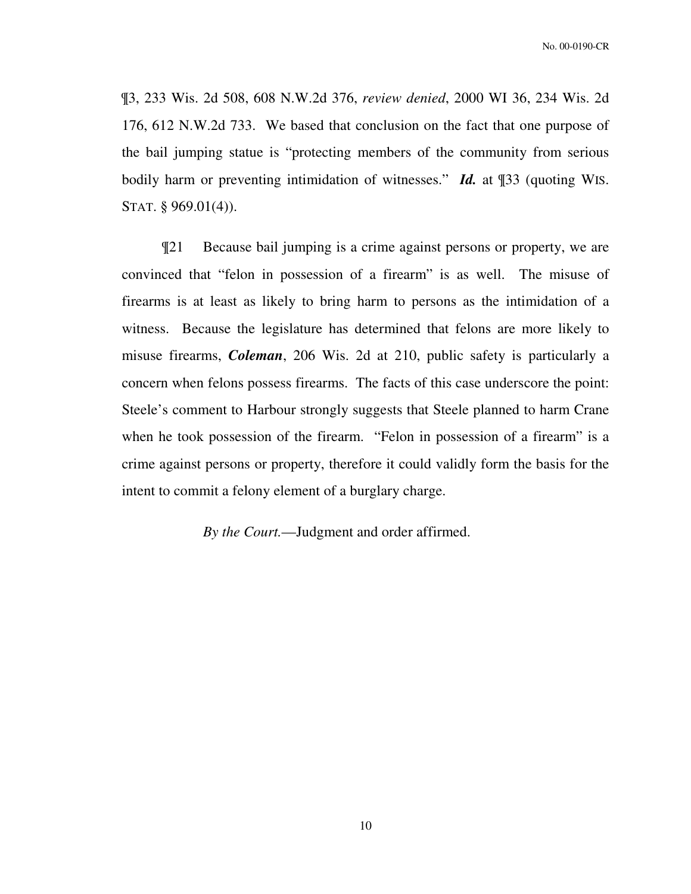¶3, 233 Wis. 2d 508, 608 N.W.2d 376, *review denied*, 2000 WI 36, 234 Wis. 2d 176, 612 N.W.2d 733. We based that conclusion on the fact that one purpose of the bail jumping statue is "protecting members of the community from serious bodily harm or preventing intimidation of witnesses." ***Id.*** at ¶33 (quoting WIS. STAT. § 969.01(4)).

¶21 Because bail jumping is a crime against persons or property, we are convinced that "felon in possession of a firearm" is as well. The misuse of firearms is at least as likely to bring harm to persons as the intimidation of a witness. Because the legislature has determined that felons are more likely to misuse firearms, ***Coleman***, 206 Wis. 2d at 210, public safety is particularly a concern when felons possess firearms. The facts of this case underscore the point: Steele's comment to Harbour strongly suggests that Steele planned to harm Crane when he took possession of the firearm. "Felon in possession of a firearm" is a crime against persons or property, therefore it could validly form the basis for the intent to commit a felony element of a burglary charge.

*By the Court.*—Judgment and order affirmed.